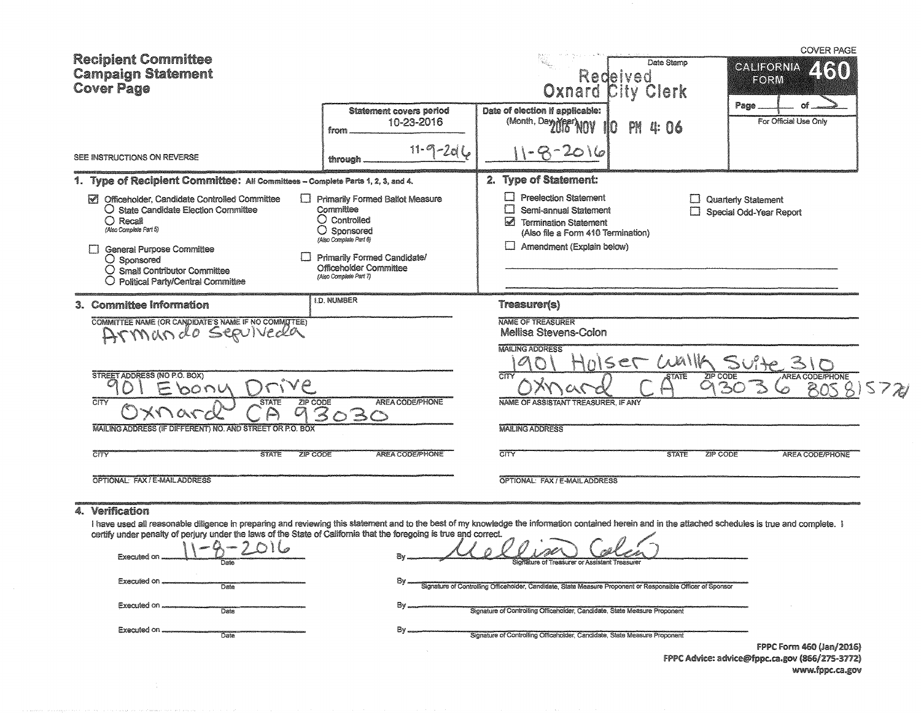# Recipient Committee Campaign Statement Cover Page

COVER PAGE

**CALIFORNIA FORM 460**

Page 1 of 2

For Official Use Only

Date Stamp

Received Oxnard City Clerk

2016 NOV 10 PM 4: 06

SEE INSTRUCTIONS ON REVERSE

**Statement covers period**

from 10-23-2016

through 11-9-2016

**Date of election if applicable:** (Month, Day, Year)

11-8-2016

## 1. Type of Recipient Committee: All Committees – Complete Parts 1, 2, 3, and 4.

- ☑ Officeholder, Candidate Controlled Committee
  - ○ State Candidate Election Committee
  - ○ Recall *(Also Complete Part 5)*
- ☐ General Purpose Committee
  - ○ Sponsored
  - ○ Small Contributor Committee
  - ○ Political Party/Central Committee
- ☐ Primarily Formed Ballot Measure Committee
  - ○ Controlled
  - ○ Sponsored *(Also Complete Part 6)*
- ☐ Primarily Formed Candidate/Officeholder Committee *(Also Complete Part 7)*

## 2. Type of Statement:

- ☐ Preelection Statement
- ☐ Semi-annual Statement
- ☑ Termination Statement (Also file a Form 410 Termination)
- ☐ Amendment (Explain below)
- ☐ Quarterly Statement
- ☐ Special Odd-Year Report

## 3. Committee Information

I.D. NUMBER

COMMITTEE NAME (OR CANDIDATE'S NAME IF NO COMMITTEE)

Armando Sepulveda

STREET ADDRESS (NO P.O. BOX)

901 Ebony Drive

| CITY | STATE | ZIP CODE | AREA CODE/PHONE |
|---|---|---|---|
| Oxnard | CA | 93030 | |

MAILING ADDRESS (IF DIFFERENT) NO. AND STREET OR P.O. BOX

| CITY | STATE | ZIP CODE | AREA CODE/PHONE |
|---|---|---|---|
| | | | |

OPTIONAL: FAX / E-MAIL ADDRESS

### Treasurer(s)

NAME OF TREASURER

Mellisa Stevens-Colon

MAILING ADDRESS

1901 Holser Walk Suite 310

| CITY | STATE | ZIP CODE | AREA CODE/PHONE |
|---|---|---|---|
| Oxnard | CA | 93036 | 805 815 7721 |

NAME OF ASSISTANT TREASURER, IF ANY

MAILING ADDRESS

| CITY | STATE | ZIP CODE | AREA CODE/PHONE |
|---|---|---|---|
| | | | |

OPTIONAL: FAX / E-MAIL ADDRESS

## 4. Verification

I have used all reasonable diligence in preparing and reviewing this statement and to the best of my knowledge the information contained herein and in the attached schedules is true and complete. I certify under penalty of perjury under the laws of the State of California that the foregoing is true and correct.

Executed on 11-8-2016 (Date) By Mellisa Colon (Signature of Treasurer or Assistant Treasurer)

Executed on ________ (Date) By ________ (Signature of Controlling Officeholder, Candidate, State Measure Proponent or Responsible Officer of Sponsor)

Executed on ________ (Date) By ________ (Signature of Controlling Officeholder, Candidate, State Measure Proponent)

Executed on ________ (Date) By ________ (Signature of Controlling Officeholder, Candidate, State Measure Proponent)

FPPC Form 460 (Jan/2016)
FPPC Advice: advice@fppc.ca.gov (866/275-3772)
www.fppc.ca.gov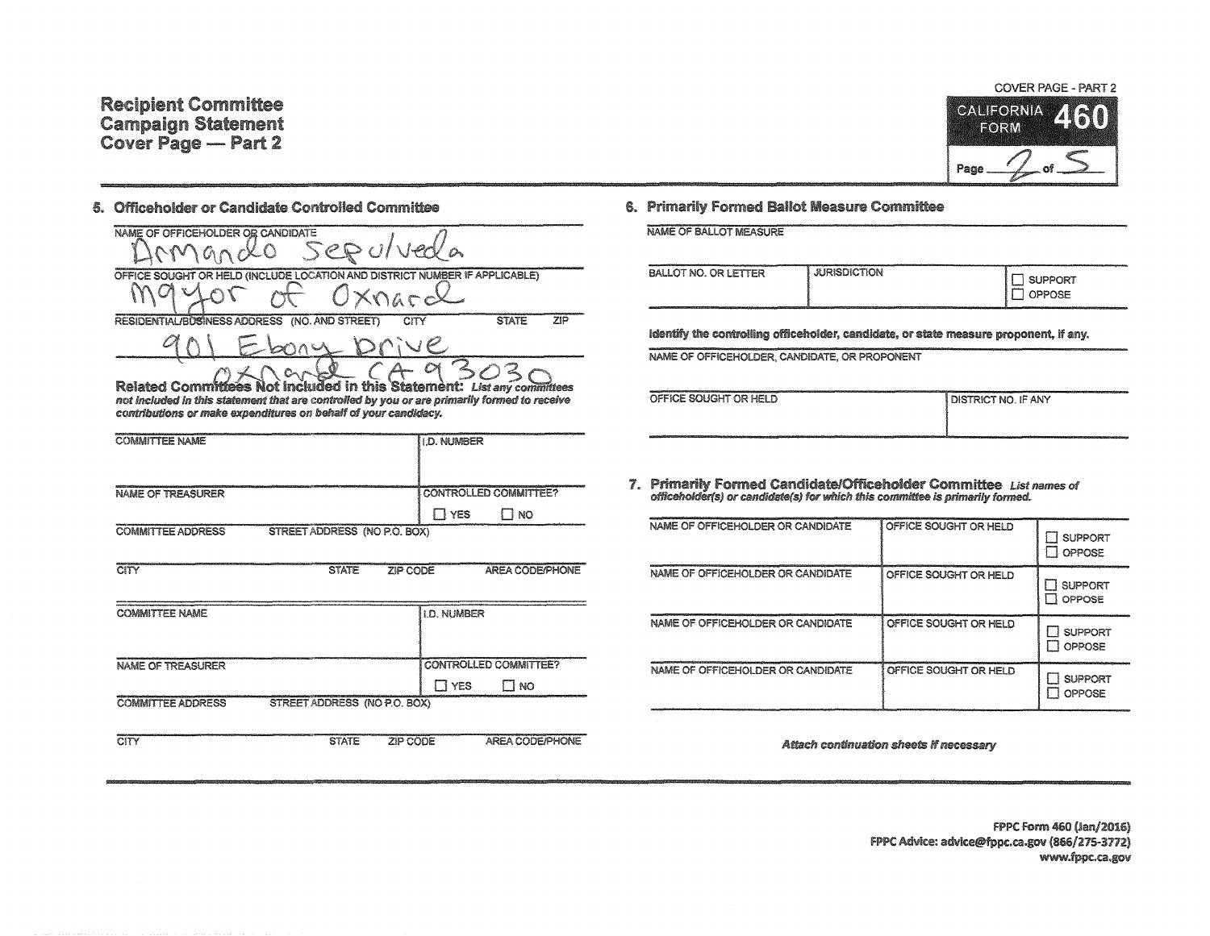# Recipient Committee Campaign Statement Cover Page — Part 2

COVER PAGE - PART 2

CALIFORNIA FORM **460**

Page 2 of 5

## 5. Officeholder or Candidate Controlled Committee

NAME OF OFFICEHOLDER OR CANDIDATE

Armando Sepulveda

OFFICE SOUGHT OR HELD (INCLUDE LOCATION AND DISTRICT NUMBER IF APPLICABLE)

Mayor of Oxnard

RESIDENTIAL/BUSINESS ADDRESS (NO. AND STREET) CITY STATE ZIP

901 Ebony Drive
Oxnard CA 93030

**Related Committees Not Included in this Statement:** *List any committees not included in this statement that are controlled by you or are primarily formed to receive contributions or make expenditures on behalf of your candidacy.*

| COMMITTEE NAME | | | I.D. NUMBER |
|---|---|---|---|
| | | | |
| NAME OF TREASURER | | | CONTROLLED COMMITTEE? ☐ YES ☐ NO |
| COMMITTEE ADDRESS | STREET ADDRESS (NO P.O. BOX) | | |
| CITY | STATE | ZIP CODE | AREA CODE/PHONE |

| COMMITTEE NAME | | | I.D. NUMBER |
|---|---|---|---|
| | | | |
| NAME OF TREASURER | | | CONTROLLED COMMITTEE? ☐ YES ☐ NO |
| COMMITTEE ADDRESS | STREET ADDRESS (NO P.O. BOX) | | |
| CITY | STATE | ZIP CODE | AREA CODE/PHONE |

## 6. Primarily Formed Ballot Measure Committee

NAME OF BALLOT MEASURE

| BALLOT NO. OR LETTER | JURISDICTION | ☐ SUPPORT ☐ OPPOSE |
|---|---|---|
| | | |

**Identify the controlling officeholder, candidate, or state measure proponent, if any.**

NAME OF OFFICEHOLDER, CANDIDATE, OR PROPONENT

| OFFICE SOUGHT OR HELD | DISTRICT NO. IF ANY |
|---|---|
| | |

## 7. Primarily Formed Candidate/Officeholder Committee

*List names of officeholder(s) or candidate(s) for which this committee is primarily formed.*

| NAME OF OFFICEHOLDER OR CANDIDATE | OFFICE SOUGHT OR HELD | |
|---|---|---|
| | | ☐ SUPPORT ☐ OPPOSE |
| | | ☐ SUPPORT ☐ OPPOSE |
| | | ☐ SUPPORT ☐ OPPOSE |
| | | ☐ SUPPORT ☐ OPPOSE |

***Attach continuation sheets if necessary***

FPPC Form 460 (Jan/2016)
FPPC Advice: advice@fppc.ca.gov (866/275-3772)
www.fppc.ca.gov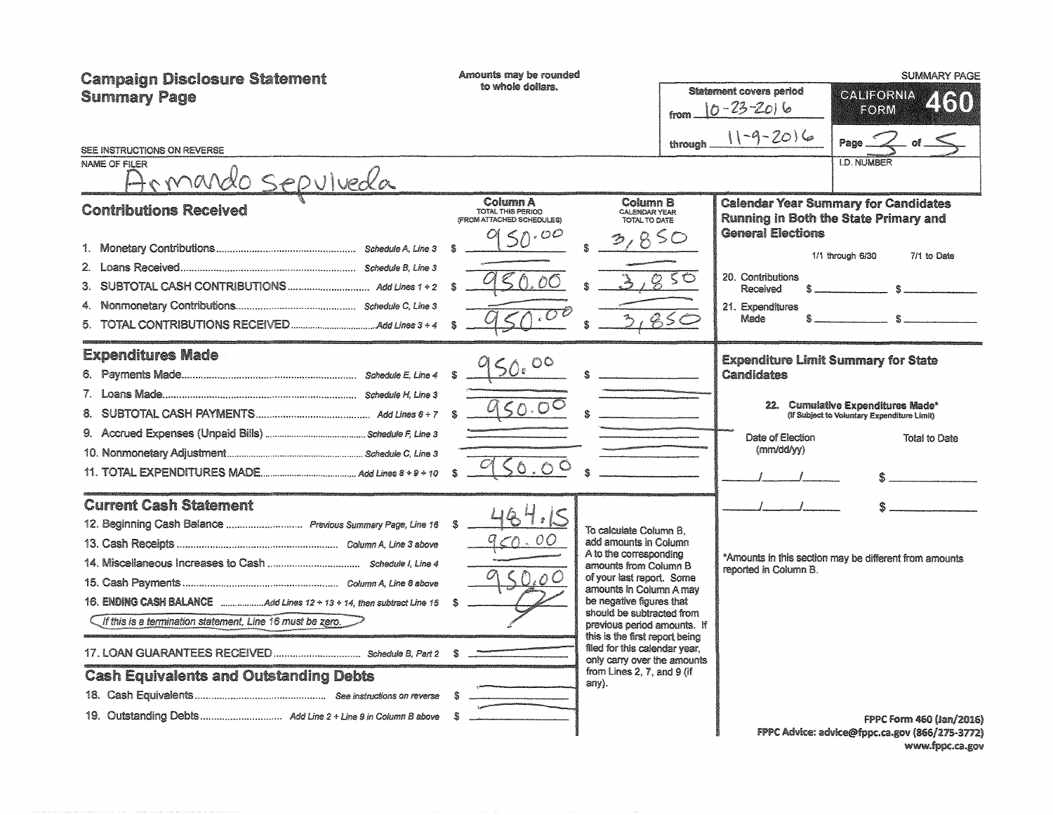# Campaign Disclosure Statement Summary Page

Amounts may be rounded to whole dollars.

SUMMARY PAGE

**CALIFORNIA FORM 460**

Statement covers period from 10-23-2016 through 11-9-2016

Page 3 of 5

SEE INSTRUCTIONS ON REVERSE

NAME OF FILER: Armando Sepulveda

I.D. NUMBER:

## Contributions Received

| | | Column A TOTAL THIS PERIOD (FROM ATTACHED SCHEDULES) | Column B CALENDAR YEAR TOTAL TO DATE |
|---|---|---|---|
| 1. Monetary Contributions | Schedule A, Line 3 | $ 950.00 | $ 3,850 |
| 2. Loans Received | Schedule B, Line 3 | — | — |
| 3. SUBTOTAL CASH CONTRIBUTIONS | Add Lines 1 + 2 | $ 950.00 | $ 3,850 |
| 4. Nonmonetary Contributions | Schedule C, Line 3 | — | — |
| 5. TOTAL CONTRIBUTIONS RECEIVED | Add Lines 3 + 4 | $ 950.00 | $ 3,850 |

## Expenditures Made

| | | Column A | Column B |
|---|---|---|---|
| 6. Payments Made | Schedule E, Line 4 | $ 950.00 | $ |
| 7. Loans Made | Schedule H, Line 3 | — | |
| 8. SUBTOTAL CASH PAYMENTS | Add Lines 6 + 7 | $ 950.00 | $ |
| 9. Accrued Expenses (Unpaid Bills) | Schedule F, Line 3 | — | — |
| 10. Nonmonetary Adjustment | Schedule C, Line 3 | — | — |
| 11. TOTAL EXPENDITURES MADE | Add Lines 8 + 9 + 10 | $ 950.00 | $ |

## Current Cash Statement

| | | |
|---|---|---|
| 12. Beginning Cash Balance | Previous Summary Page, Line 16 | $ 484.15 |
| 13. Cash Receipts | Column A, Line 3 above | 950.00 |
| 14. Miscellaneous Increases to Cash | Schedule I, Line 4 | |
| 15. Cash Payments | Column A, Line 8 above | 950.00 |
| 16. ENDING CASH BALANCE | Add Lines 12 + 13 + 14, then subtract Line 15 | $ 0 |

*If this is a termination statement, Line 16 must be zero.*

| | | |
|---|---|---|
| 17. LOAN GUARANTEES RECEIVED | Schedule B, Part 2 | $ — |

## Cash Equivalents and Outstanding Debts

| | | |
|---|---|---|
| 18. Cash Equivalents | See instructions on reverse | $ — |
| 19. Outstanding Debts | Add Line 2 + Line 9 in Column B above | $ — |

To calculate Column B, add amounts in Column A to the corresponding amounts from Column B of your last report. Some amounts in Column A may be negative figures that should be subtracted from previous period amounts. If this is the first report being filed for this calendar year, only carry over the amounts from Lines 2, 7, and 9 (if any).

## Calendar Year Summary for Candidates Running in Both the State Primary and General Elections

| | 1/1 through 6/30 | 7/1 to Date |
|---|---|---|
| 20. Contributions Received | $ | $ |
| 21. Expenditures Made | $ | $ |

## Expenditure Limit Summary for State Candidates

**22. Cumulative Expenditures Made*** (If Subject to Voluntary Expenditure Limit)

| Date of Election (mm/dd/yy) | Total to Date |
|---|---|
| / / | $ |
| / / | $ |

*Amounts in this section may be different from amounts reported in Column B.

FPPC Form 460 (Jan/2016)
FPPC Advice: advice@fppc.ca.gov (866/275-3772)
www.fppc.ca.gov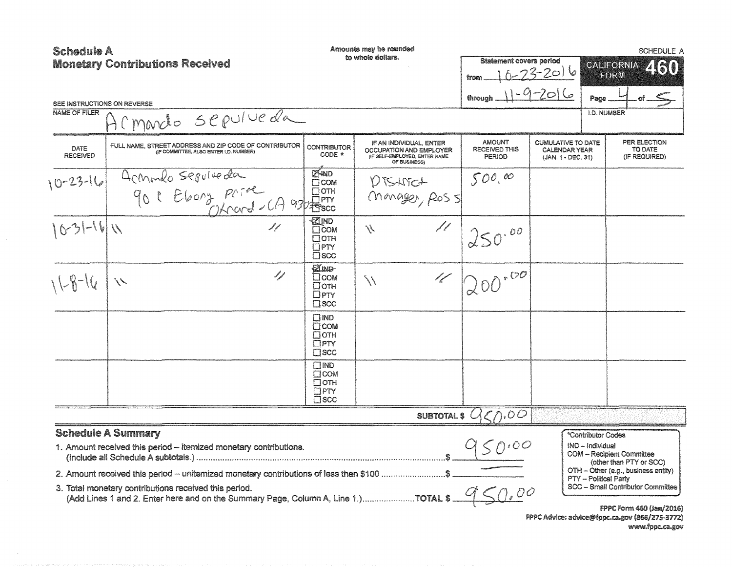# Schedule A
## Monetary Contributions Received

Amounts may be rounded to whole dollars.

SCHEDULE A

| Statement covers period | |
|---|---|
| from | 10-23-2016 |
| through | 11-9-2016 |

**CALIFORNIA FORM 460**

Page 4 of 5

SEE INSTRUCTIONS ON REVERSE

NAME OF FILER: Armando Sepulveda

I.D. NUMBER:

| DATE RECEIVED | FULL NAME, STREET ADDRESS AND ZIP CODE OF CONTRIBUTOR (IF COMMITTEE, ALSO ENTER I.D. NUMBER) | CONTRIBUTOR CODE * | IF AN INDIVIDUAL, ENTER OCCUPATION AND EMPLOYER (IF SELF-EMPLOYED, ENTER NAME OF BUSINESS) | AMOUNT RECEIVED THIS PERIOD | CUMULATIVE TO DATE CALENDAR YEAR (JAN. 1 - DEC. 31) | PER ELECTION TO DATE (IF REQUIRED) |
|---|---|---|---|---|---|---|
| 10-23-16 | Armando Sepulveda 901 Ebony Drive Oxnard, CA 9303? | ☒ IND ☐ COM ☐ OTH ☐ PTY ☐ SCC | District Manager, Ross | 500.00 | | |
| 10-31-16 | " " | ☒ IND ☐ COM ☐ OTH ☐ PTY ☐ SCC | " " | 250.00 | | |
| 11-8-16 | " " | ☒ IND ☐ COM ☐ OTH ☐ PTY ☐ SCC | " " | 200.00 | | |
| | | ☐ IND ☐ COM ☐ OTH ☐ PTY ☐ SCC | | | | |
| | | ☐ IND ☐ COM ☐ OTH ☐ PTY ☐ SCC | | | | |
| | | | **SUBTOTAL $** | 950.00 | | |

### Schedule A Summary

1. Amount received this period – itemized monetary contributions. (Include all Schedule A subtotals.) ........ $ 950.00
2. Amount received this period – unitemized monetary contributions of less than $100 ........ $ —
3. Total monetary contributions received this period. (Add Lines 1 and 2. Enter here and on the Summary Page, Column A, Line 1.) ........ **TOTAL $** 950.00

*Contributor Codes
- IND – Individual
- COM – Recipient Committee (other than PTY or SCC)
- OTH – Other (e.g., business entity)
- PTY – Political Party
- SCC – Small Contributor Committee

FPPC Form 460 (Jan/2016)
FPPC Advice: advice@fppc.ca.gov (866/275-3772)
www.fppc.ca.gov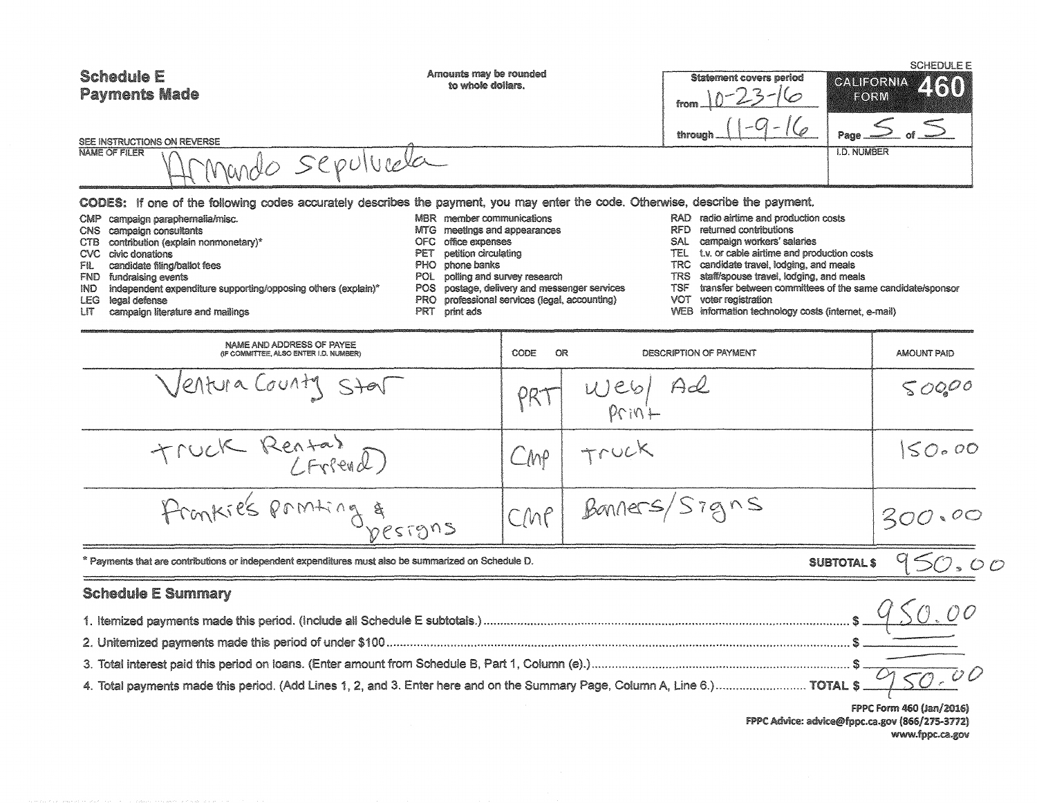SCHEDULE E

# Schedule E
# Payments Made

Amounts may be rounded to whole dollars.

Statement covers period from 10-23-16 through 11-9-16

CALIFORNIA FORM **460**

Page 5 of 5

SEE INSTRUCTIONS ON REVERSE

NAME OF FILER: Armando Sepulveda

I.D. NUMBER

**CODES:** If one of the following codes accurately describes the payment, you may enter the code. Otherwise, describe the payment.

- CMP campaign paraphernalia/misc.
- CNS campaign consultants
- CTB contribution (explain nonmonetary)*
- CVC civic donations
- FIL candidate filing/ballot fees
- FND fundraising events
- IND independent expenditure supporting/opposing others (explain)*
- LEG legal defense
- LIT campaign literature and mailings
- MBR member communications
- MTG meetings and appearances
- OFC office expenses
- PET petition circulating
- PHO phone banks
- POL polling and survey research
- POS postage, delivery and messenger services
- PRO professional services (legal, accounting)
- PRT print ads
- RAD radio airtime and production costs
- RFD returned contributions
- SAL campaign workers' salaries
- TEL t.v. or cable airtime and production costs
- TRC candidate travel, lodging, and meals
- TRS staff/spouse travel, lodging, and meals
- TSF transfer between committees of the same candidate/sponsor
- VOT voter registration
- WEB information technology costs (internet, e-mail)

| NAME AND ADDRESS OF PAYEE (IF COMMITTEE, ALSO ENTER I.D. NUMBER) | CODE | OR DESCRIPTION OF PAYMENT | AMOUNT PAID |
|---|---|---|---|
| Ventura County Star | PRT | Web/ Ad Print | 500.00 |
| truck Rental (Friend) | CMP | Truck | 150.00 |
| Frankie's Printing & Designs | CMP | Banners/Signs | 300.00 |

\* Payments that are contributions or independent expenditures must also be summarized on Schedule D.

**SUBTOTAL $** 950.00

## Schedule E Summary

1. Itemized payments made this period. (Include all Schedule E subtotals.) $ 950.00
2. Unitemized payments made this period of under $100 $ —
3. Total interest paid this period on loans. (Enter amount from Schedule B, Part 1, Column (e).) $ —
4. Total payments made this period. (Add Lines 1, 2, and 3. Enter here and on the Summary Page, Column A, Line 6.) **TOTAL $** 950.00

FPPC Form 460 (Jan/2016)
FPPC Advice: advice@fppc.ca.gov (866/275-3772)
www.fppc.ca.gov